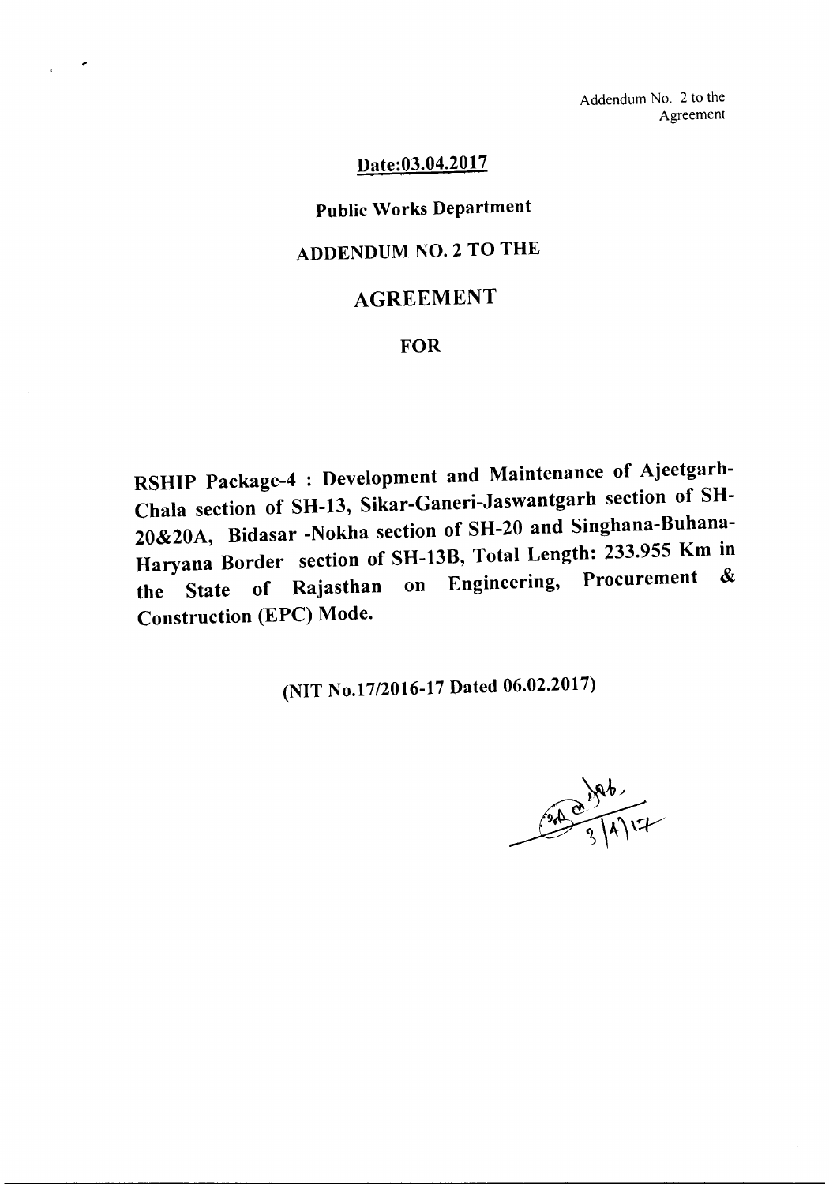Addendum No. 2 to the Agreement

**Date:03.04.2017**

**Public Works Department**

# ADDENDUM NO. 2 TO THE

# AGREEMENT

**FOR**

**RSHIP Package-4 : Development and Maintenance of Ajeetgarh-Chala section of SH-13, Sikar-Ganeri-Jaswantgarh section of SH-20&20A, Bidasar -Nokha section of SH-20 and Singhana-Buhana-Haryana Border section of SH-13B, Total Length: 233.955 Km in the State of Rajasthan on Engineering, Procurement & Construction (EPC) Mode.**

**(NIT No.17/2016-17 Dated 06.02.2017)**

3/4/17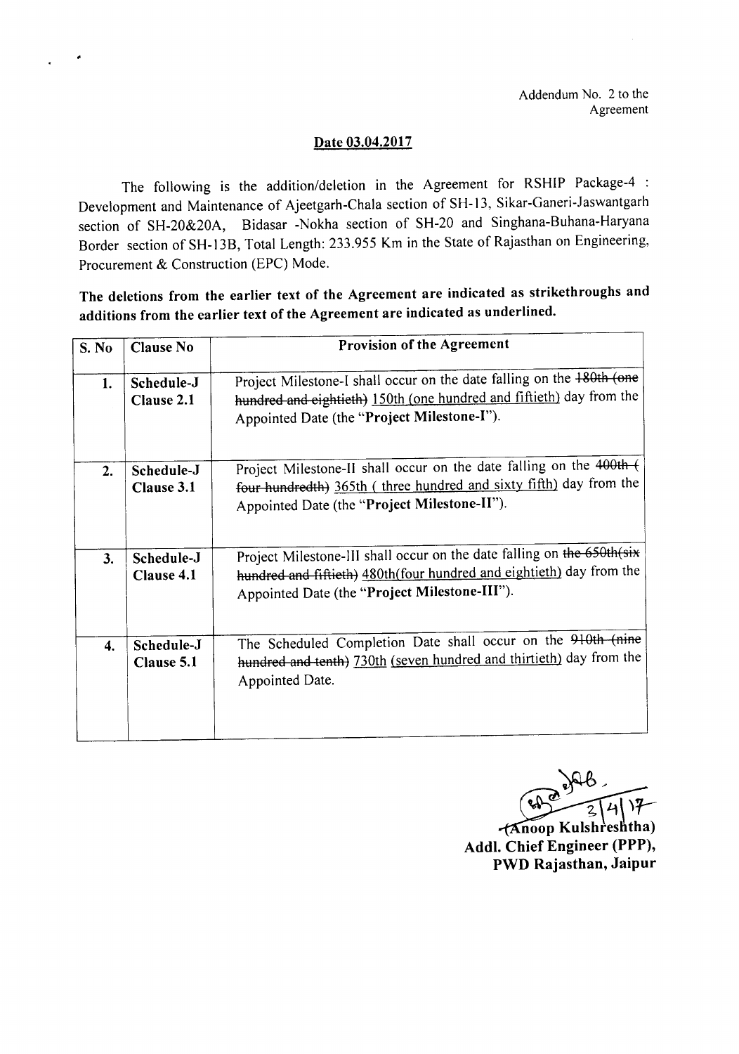Addendum No. 2 to the Agreement

**Date 03.04.2017**

The following is the addition/deletion in the Agreement for RSHIP Package-4 : Development and Maintenance of Ajeetgarh-Chala section of SH-13, Sikar-Ganeri-Jaswantgarh section of SH-20&20A, Bidasar -Nokha section of SH-20 and Singhana-Buhana-Haryana Border section of SH-13B, Total Length: 233.955 Km in the State of Rajasthan on Engineering, Procurement & Construction (EPC) Mode.

**The deletions from the earlier text of the Agreement are indicated as strikethroughs and additions from the earlier text of the Agreement are indicated as underlined.**

| S. No | Clause No | Provision of the Agreement |
|---|---|---|
| 1. | Schedule-J Clause 2.1 | Project Milestone-I shall occur on the date falling on the ~~180th (one hundred and eightieth)~~ <u>150th (one hundred and fiftieth)</u> day from the Appointed Date (the "**Project Milestone-I**"). |
| 2. | Schedule-J Clause 3.1 | Project Milestone-II shall occur on the date falling on the ~~400th ( four hundredth)~~ <u>365th ( three hundred and sixty fifth)</u> day from the Appointed Date (the "**Project Milestone-II**"). |
| 3. | Schedule-J Clause 4.1 | Project Milestone-III shall occur on the date falling on ~~the 650th(six hundred and fiftieth)~~ <u>480th(four hundred and eightieth)</u> day from the Appointed Date (the "**Project Milestone-III**"). |
| 4. | Schedule-J Clause 5.1 | The Scheduled Completion Date shall occur on the ~~910th (nine hundred and tenth)~~ <u>730th (seven hundred and thirtieth)</u> day from the Appointed Date. |

3/4/17

**(Anoop Kulshreshtha)**
**Addl. Chief Engineer (PPP),**
**PWD Rajasthan, Jaipur**